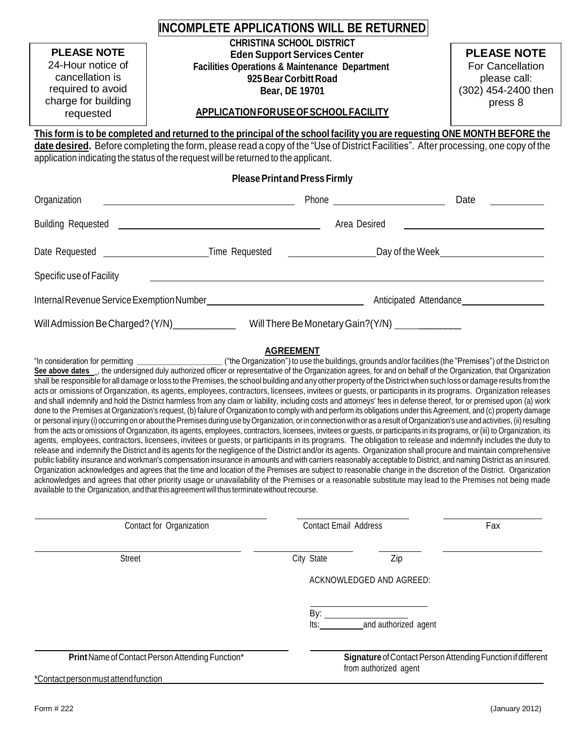**INCOMPLETE APPLICATIONS WILL BE RETURNED**

**PLEASE NOTE**
24-Hour notice of cancellation is required to avoid charge for building requested

**CHRISTINA SCHOOL DISTRICT**
**Eden Support Services Center**
**Facilities Operations & Maintenance Department**
**925 Bear Corbitt Road**
**Bear, DE 19701**

**APPLICATION FOR USE OF SCHOOL FACILITY**

**PLEASE NOTE**
For Cancellation please call: (302) 454-2400 then press 8

**This form is to be completed and returned to the principal of the school facility you are requesting ONE MONTH BEFORE the date desired.** Before completing the form, please read a copy of the "Use of District Facilities". After processing, one copy of the application indicating the status of the request will be returned to the applicant.

**Please Print and Press Firmly**

Organization ______________________ Phone ______________ Date ________

Building Requested ______________________ Area Desired ______________________

Date Requested ______________ Time Requested ______________ Day of the Week ______________

Specific use of Facility ____________________________________________

Internal Revenue Service Exemption Number ______________________ Anticipated Attendance ____________

Will Admission Be Charged? (Y/N)____________ Will There Be Monetary Gain?(Y/N) ____________

## AGREEMENT

"In consideration for permitting ____________________ ("the Organization") to use the buildings, grounds and/or facilities (the "Premises") of the District on **See above dates**_, the undersigned duly authorized officer or representative of the Organization agrees, for and on behalf of the Organization, that Organization shall be responsible for all damage or loss to the Premises, the school building and any other property of the District when such loss or damage results from the acts or omissions of Organization, its agents, employees, contractors, licensees, invitees or guests, or participants in its programs. Organization releases and shall indemnify and hold the District harmless from any claim or liability, including costs and attorneys' fees in defense thereof, for or premised upon (a) work done to the Premises at Organization's request, (b) failure of Organization to comply with and perform its obligations under this Agreement, and (c) property damage or personal injury (i) occurring on or about the Premises during use by Organization, or in connection with or as a result of Organization's use and activities, (ii) resulting from the acts or omissions of Organization, its agents, employees, contractors, licensees, invitees or guests, or participants in its programs, or (iii) to Organization, its agents, employees, contractors, licensees, invitees or guests, or participants in its programs. The obligation to release and indemnify includes the duty to release and indemnify the District and its agents for the negligence of the District and/or its agents. Organization shall procure and maintain comprehensive public liability insurance and workman's compensation insurance in amounts and with carriers reasonably acceptable to District, and naming District as an insured. Organization acknowledges and agrees that the time and location of the Premises are subject to reasonable change in the discretion of the District. Organization acknowledges and agrees that other priority usage or unavailability of the Premises or a reasonable substitute may lead to the Premises not being made available to the Organization, and that this agreement will thus terminate without recourse.

______________________ Contact for Organization ______________________ Contact Email Address ______________________ Fax

______________________ Street ______________________ City State ____________ Zip ______________________

ACKNOWLEDGED AND AGREED:

______________________

By: ______________________

Its: ____________ and authorized agent

______________________ **Print** Name of Contact Person Attending Function*

______________________ **Signature** of Contact Person Attending Function if different from authorized agent

*Contact person must attend function

Form # 222 (January 2012)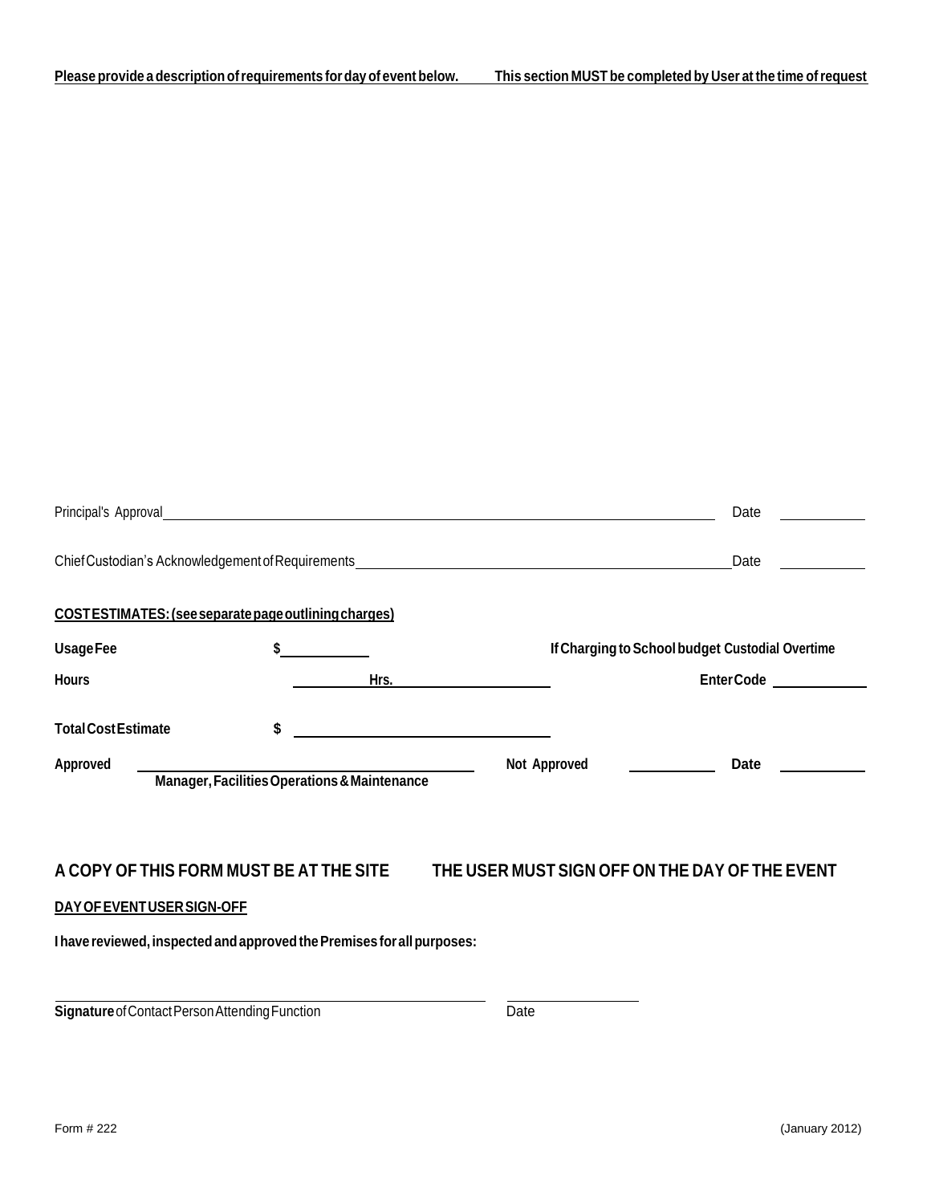**Please provide a description of requirements for day of event below.** **This section MUST be completed by User at the time of request**

Principal's Approval ______________________________ Date __________

Chief Custodian's Acknowledgement of Requirements ______________________________ Date __________

**COST ESTIMATES: (see separate page outlining charges)**

**Usage Fee** **$** __________ **If Charging to School budget Custodial Overtime**

**Hours** __________ **Hrs.** __________ **Enter Code** __________

**Total Cost Estimate** **$** __________

**Approved** ______________________________ **Not Approved** __________ **Date** __________

**Manager, Facilities Operations & Maintenance**

**A COPY OF THIS FORM MUST BE AT THE SITE** **THE USER MUST SIGN OFF ON THE DAY OF THE EVENT**

**DAY OF EVENT USER SIGN-OFF**

**I have reviewed, inspected and approved the Premises for all purposes:**

______________________________ __________

**Signature** of Contact Person Attending Function Date

Form # 222 (January 2012)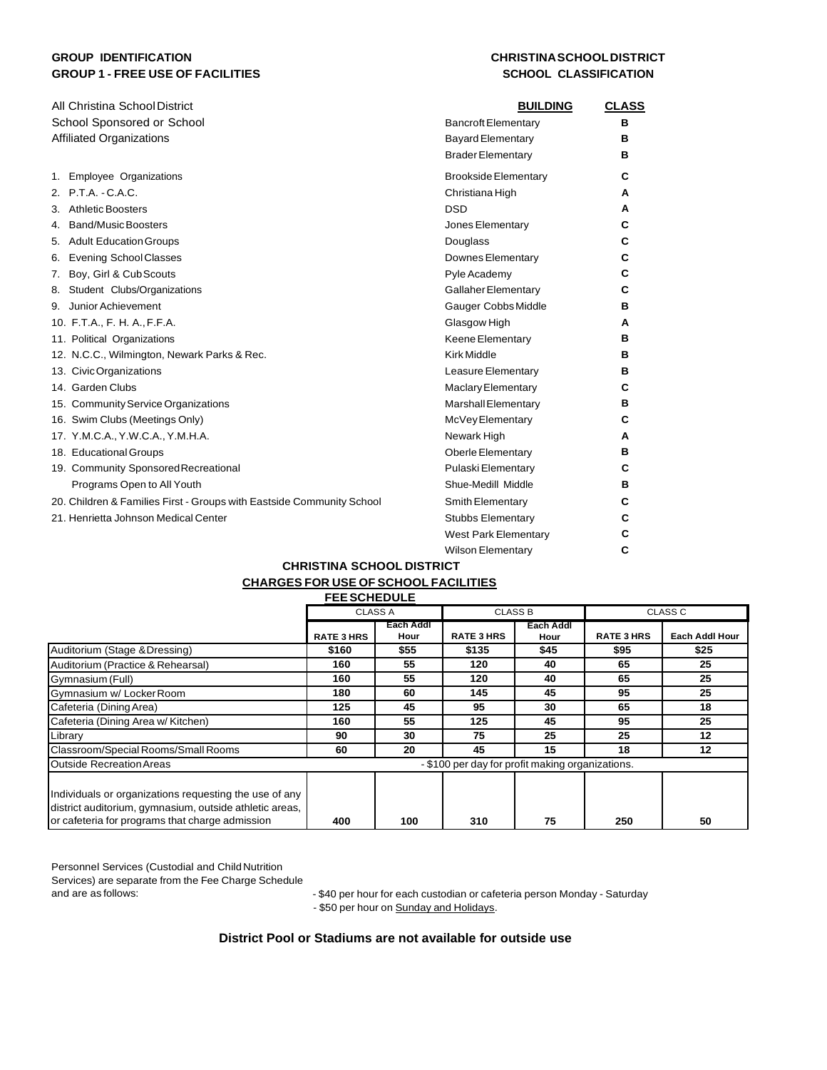**GROUP IDENTIFICATION**
**GROUP 1 - FREE USE OF FACILITIES**

All Christina School District School Sponsored or School Affiliated Organizations

1. Employee Organizations
2. P.T.A. - C.A.C.
3. Athletic Boosters
4. Band/Music Boosters
5. Adult Education Groups
6. Evening School Classes
7. Boy, Girl & Cub Scouts
8. Student Clubs/Organizations
9. Junior Achievement
10. F.T.A., F. H. A., F.F.A.
11. Political Organizations
12. N.C.C., Wilmington, Newark Parks & Rec.
13. Civic Organizations
14. Garden Clubs
15. Community Service Organizations
16. Swim Clubs (Meetings Only)
17. Y.M.C.A., Y.W.C.A., Y.M.H.A.
18. Educational Groups
19. Community Sponsored Recreational Programs Open to All Youth
20. Children & Families First - Groups with Eastside Community School
21. Henrietta Johnson Medical Center

**CHRISTINA SCHOOL DISTRICT**
**SCHOOL CLASSIFICATION**

| BUILDING | CLASS |
|---|---|
| Bancroft Elementary | B |
| Bayard Elementary | B |
| Brader Elementary | B |
| Brookside Elementary | C |
| Christiana High | A |
| DSD | A |
| Jones Elementary | C |
| Douglass | C |
| Downes Elementary | C |
| Pyle Academy | C |
| Gallaher Elementary | C |
| Gauger Cobbs Middle | B |
| Glasgow High | A |
| Keene Elementary | B |
| Kirk Middle | B |
| Leasure Elementary | B |
| Maclary Elementary | C |
| Marshall Elementary | B |
| McVey Elementary | C |
| Newark High | A |
| Oberle Elementary | B |
| Pulaski Elementary | C |
| Shue-Medill Middle | B |
| Smith Elementary | C |
| Stubbs Elementary | C |
| West Park Elementary | C |
| Wilson Elementary | C |

**CHRISTINA SCHOOL DISTRICT**
**CHARGES FOR USE OF SCHOOL FACILITIES**
**FEE SCHEDULE**

| | CLASS A | | CLASS B | | CLASS C | |
|---|---|---|---|---|---|---|
| | RATE 3 HRS | Each Addl Hour | RATE 3 HRS | Each Addl Hour | RATE 3 HRS | Each Addl Hour |
| Auditorium (Stage & Dressing) | $160 | $55 | $135 | $45 | $95 | $25 |
| Auditorium (Practice & Rehearsal) | 160 | 55 | 120 | 40 | 65 | 25 |
| Gymnasium (Full) | 160 | 55 | 120 | 40 | 65 | 25 |
| Gymnasium w/ Locker Room | 180 | 60 | 145 | 45 | 95 | 25 |
| Cafeteria (Dining Area) | 125 | 45 | 95 | 30 | 65 | 18 |
| Cafeteria (Dining Area w/ Kitchen) | 160 | 55 | 125 | 45 | 95 | 25 |
| Library | 90 | 30 | 75 | 25 | 25 | 12 |
| Classroom/Special Rooms/Small Rooms | 60 | 20 | 45 | 15 | 18 | 12 |
| Outside Recreation Areas | - $100 per day for profit making organizations. | | | | | |
| Individuals or organizations requesting the use of any district auditorium, gymnasium, outside athletic areas, or cafeteria for programs that charge admission | 400 | 100 | 310 | 75 | 250 | 50 |

Personnel Services (Custodial and Child Nutrition Services) are separate from the Fee Charge Schedule and are as follows:

- $40 per hour for each custodian or cafeteria person Monday - Saturday
- $50 per hour on Sunday and Holidays.

**District Pool or Stadiums are not available for outside use**